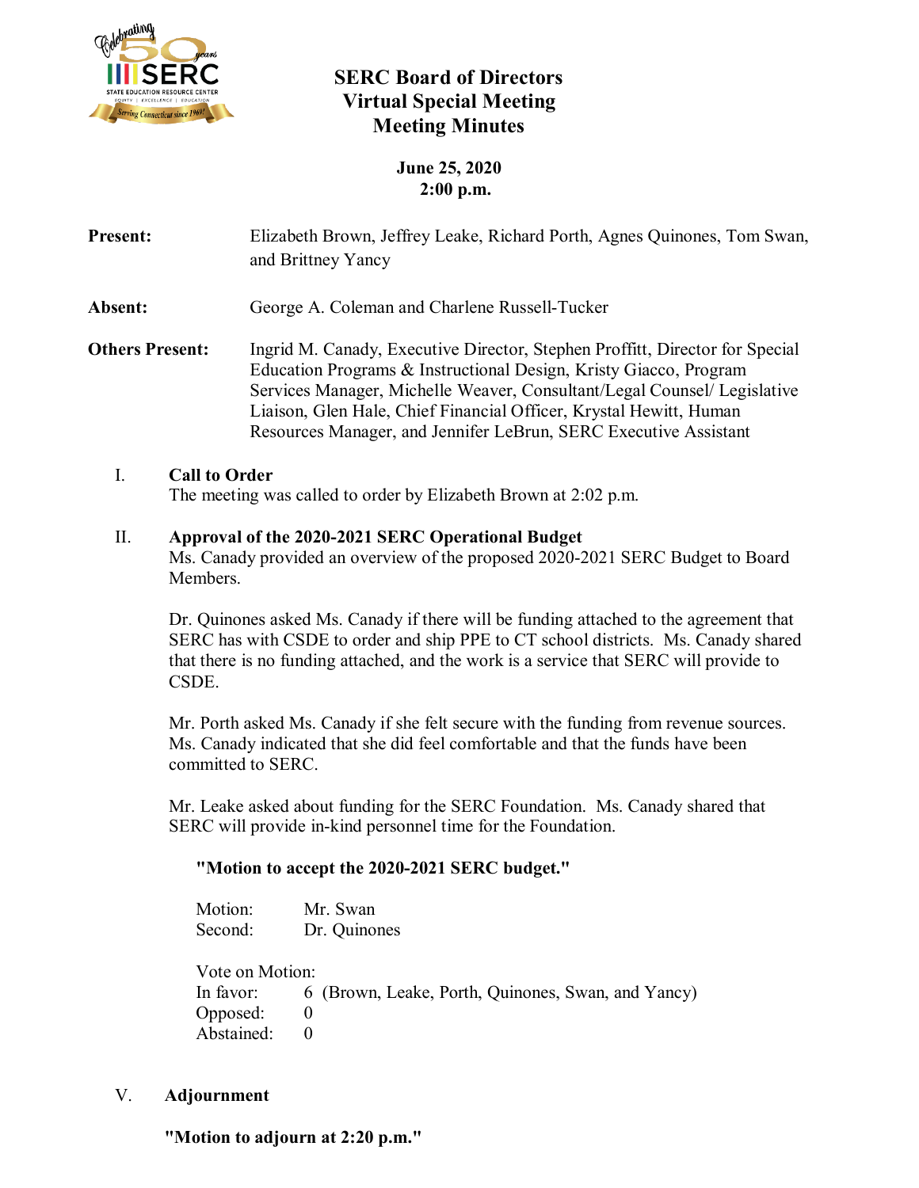# SERC Board of Directors
## Virtual Special Meeting
## Meeting Minutes

**June 25, 2020**
**2:00 p.m.**

**Present:** Elizabeth Brown, Jeffrey Leake, Richard Porth, Agnes Quinones, Tom Swan, and Brittney Yancy

**Absent:** George A. Coleman and Charlene Russell-Tucker

**Others Present:** Ingrid M. Canady, Executive Director, Stephen Proffitt, Director for Special Education Programs & Instructional Design, Kristy Giacco, Program Services Manager, Michelle Weaver, Consultant/Legal Counsel/ Legislative Liaison, Glen Hale, Chief Financial Officer, Krystal Hewitt, Human Resources Manager, and Jennifer LeBrun, SERC Executive Assistant

I. **Call to Order**

The meeting was called to order by Elizabeth Brown at 2:02 p.m.

II. **Approval of the 2020-2021 SERC Operational Budget**

Ms. Canady provided an overview of the proposed 2020-2021 SERC Budget to Board Members.

Dr. Quinones asked Ms. Canady if there will be funding attached to the agreement that SERC has with CSDE to order and ship PPE to CT school districts. Ms. Canady shared that there is no funding attached, and the work is a service that SERC will provide to CSDE.

Mr. Porth asked Ms. Canady if she felt secure with the funding from revenue sources. Ms. Canady indicated that she did feel comfortable and that the funds have been committed to SERC.

Mr. Leake asked about funding for the SERC Foundation. Ms. Canady shared that SERC will provide in-kind personnel time for the Foundation.

**"Motion to accept the 2020-2021 SERC budget."**

Motion: Mr. Swan
Second: Dr. Quinones

Vote on Motion:
In favor: 6 (Brown, Leake, Porth, Quinones, Swan, and Yancy)
Opposed: 0
Abstained: 0

V. **Adjournment**

**"Motion to adjourn at 2:20 p.m."**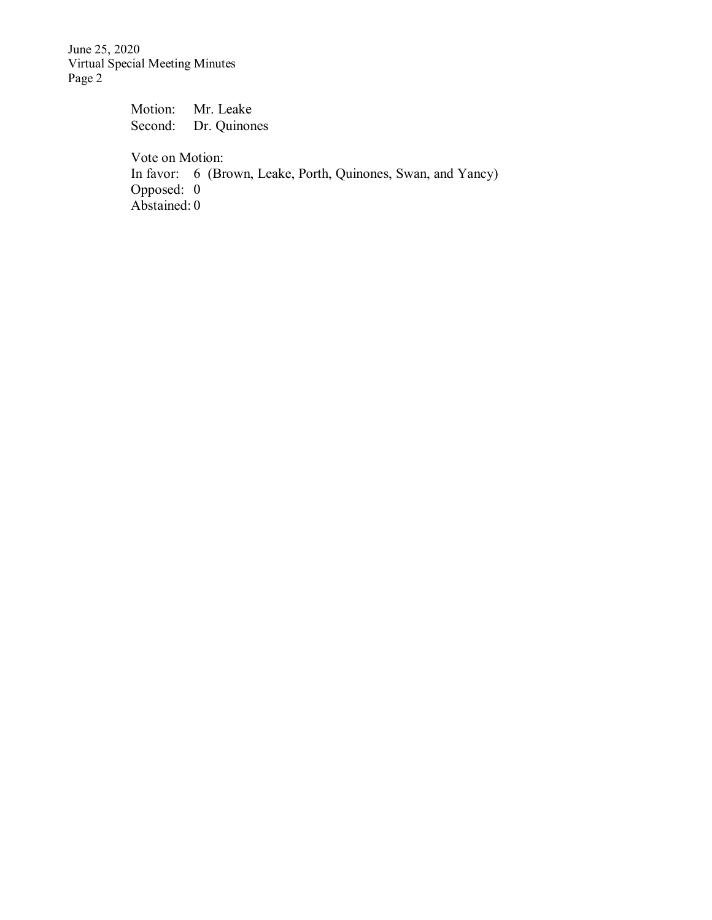Motion: Mr. Leake
Second: Dr. Quinones

Vote on Motion:
In favor: 6 (Brown, Leake, Porth, Quinones, Swan, and Yancy)
Opposed: 0
Abstained: 0